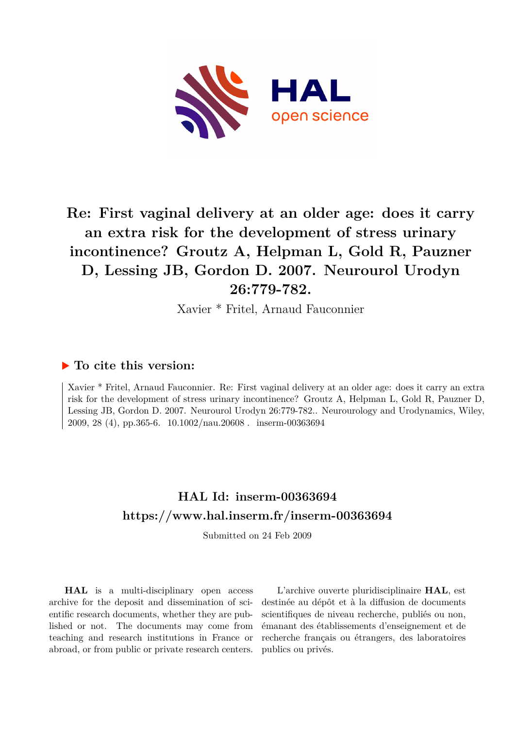# Re: First vaginal delivery at an older age: does it carry an extra risk for the development of stress urinary incontinence? Groutz A, Helpman L, Gold R, Pauzner D, Lessing JB, Gordon D. 2007. Neurourol Urodyn 26:779-782.

Xavier * Fritel, Arnaud Fauconnier

## ▶ To cite this version:

Xavier * Fritel, Arnaud Fauconnier. Re: First vaginal delivery at an older age: does it carry an extra risk for the development of stress urinary incontinence? Groutz A, Helpman L, Gold R, Pauzner D, Lessing JB, Gordon D. 2007. Neurourol Urodyn 26:779-782.. Neurourology and Urodynamics, Wiley, 2009, 28 (4), pp.365-6. 10.1002/nau.20608 . inserm-00363694

## HAL Id: inserm-00363694
## https://www.hal.inserm.fr/inserm-00363694

Submitted on 24 Feb 2009

**HAL** is a multi-disciplinary open access archive for the deposit and dissemination of scientific research documents, whether they are published or not. The documents may come from teaching and research institutions in France or abroad, or from public or private research centers.

L'archive ouverte pluridisciplinaire **HAL**, est destinée au dépôt et à la diffusion de documents scientifiques de niveau recherche, publiés ou non, émanant des établissements d'enseignement et de recherche français ou étrangers, des laboratoires publics ou privés.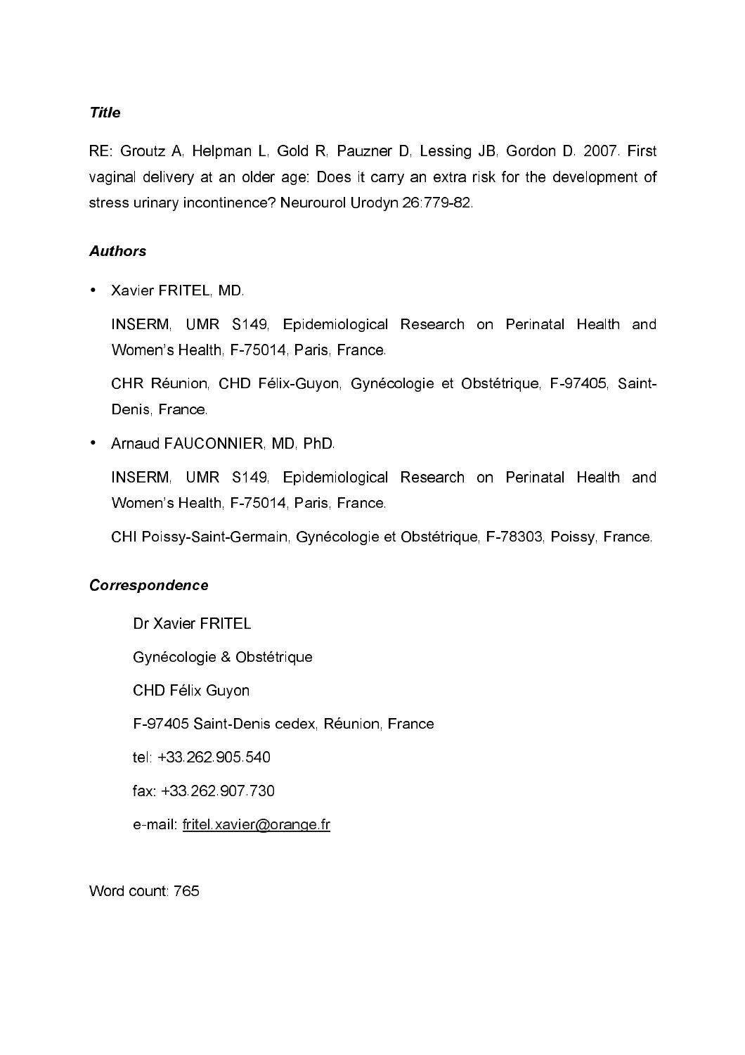***Title***

RE: Groutz A, Helpman L, Gold R, Pauzner D, Lessing JB, Gordon D. 2007. First vaginal delivery at an older age: Does it carry an extra risk for the development of stress urinary incontinence? Neurourol Urodyn 26:779-82.

***Authors***

- Xavier FRITEL, MD.

  INSERM, UMR S149, Epidemiological Research on Perinatal Health and Women's Health, F-75014, Paris, France.

  CHR Réunion, CHD Félix-Guyon, Gynécologie et Obstétrique, F-97405, Saint-Denis, France.

- Arnaud FAUCONNIER, MD, PhD.

  INSERM, UMR S149, Epidemiological Research on Perinatal Health and Women's Health, F-75014, Paris, France.

  CHI Poissy-Saint-Germain, Gynécologie et Obstétrique, F-78303, Poissy, France.

***Correspondence***

Dr Xavier FRITEL

Gynécologie & Obstétrique

CHD Félix Guyon

F-97405 Saint-Denis cedex, Réunion, France

tel: +33.262.905.540

fax: +33.262.907.730

e-mail: fritel.xavier@orange.fr

Word count: 765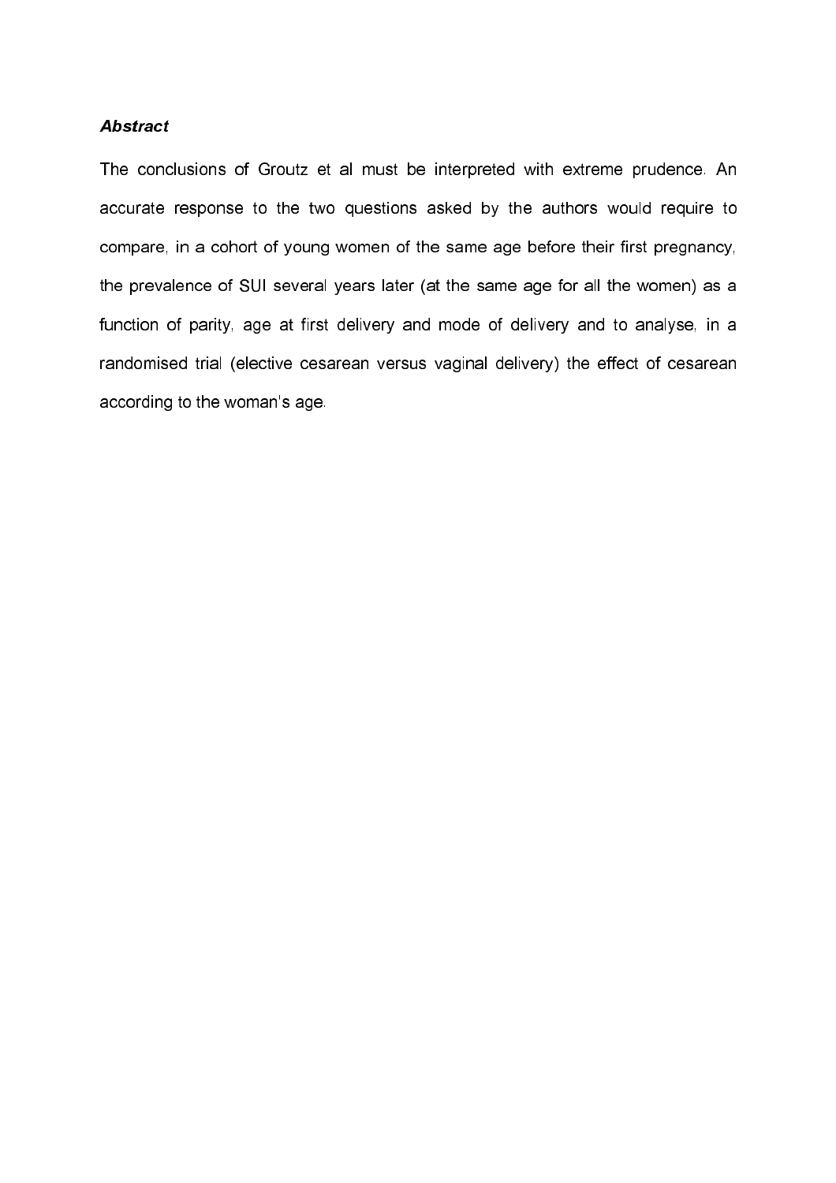***Abstract***

The conclusions of Groutz et al must be interpreted with extreme prudence. An accurate response to the two questions asked by the authors would require to compare, in a cohort of young women of the same age before their first pregnancy, the prevalence of SUI several years later (at the same age for all the women) as a function of parity, age at first delivery and mode of delivery and to analyse, in a randomised trial (elective cesarean versus vaginal delivery) the effect of cesarean according to the woman's age.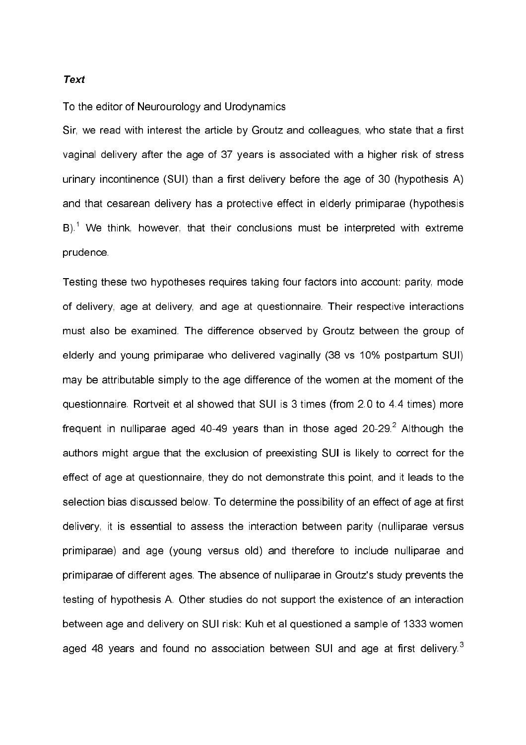***Text***

To the editor of Neurourology and Urodynamics

Sir, we read with interest the article by Groutz and colleagues, who state that a first vaginal delivery after the age of 37 years is associated with a higher risk of stress urinary incontinence (SUI) than a first delivery before the age of 30 (hypothesis A) and that cesarean delivery has a protective effect in elderly primiparae (hypothesis B).[1] We think, however, that their conclusions must be interpreted with extreme prudence.

Testing these two hypotheses requires taking four factors into account: parity, mode of delivery, age at delivery, and age at questionnaire. Their respective interactions must also be examined. The difference observed by Groutz between the group of elderly and young primiparae who delivered vaginally (38 vs 10% postpartum SUI) may be attributable simply to the age difference of the women at the moment of the questionnaire. Rortveit et al showed that SUI is 3 times (from 2.0 to 4.4 times) more frequent in nulliparae aged 40-49 years than in those aged 20-29.[2] Although the authors might argue that the exclusion of preexisting SUI is likely to correct for the effect of age at questionnaire, they do not demonstrate this point, and it leads to the selection bias discussed below. To determine the possibility of an effect of age at first delivery, it is essential to assess the interaction between parity (nulliparae versus primiparae) and age (young versus old) and therefore to include nulliparae and primiparae of different ages. The absence of nulliparae in Groutz's study prevents the testing of hypothesis A. Other studies do not support the existence of an interaction between age and delivery on SUI risk: Kuh et al questioned a sample of 1333 women aged 48 years and found no association between SUI and age at first delivery.[3]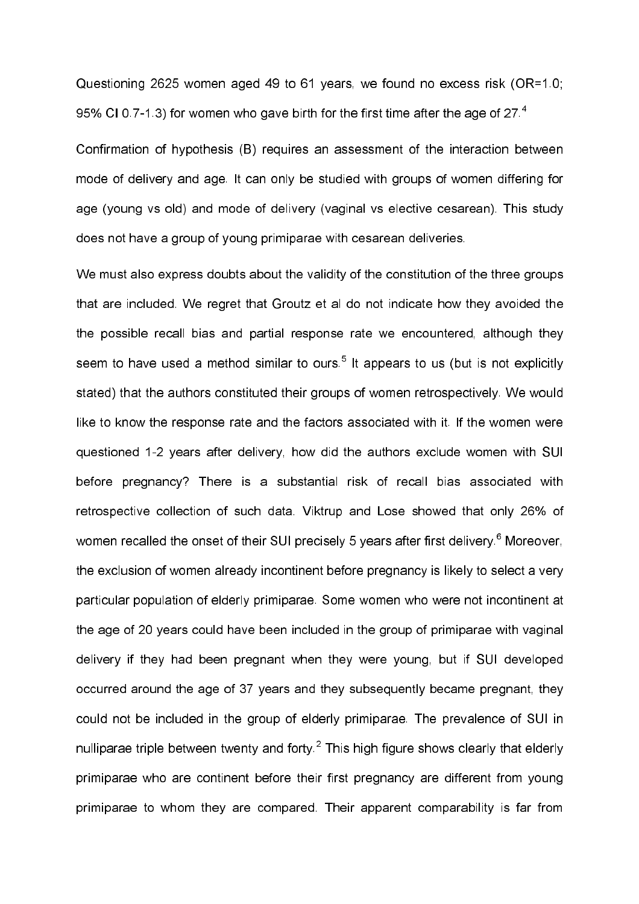Questioning 2625 women aged 49 to 61 years, we found no excess risk (OR=1.0; 95% CI 0.7-1.3) for women who gave birth for the first time after the age of 27.[4]

Confirmation of hypothesis (B) requires an assessment of the interaction between mode of delivery and age. It can only be studied with groups of women differing for age (young vs old) and mode of delivery (vaginal vs elective cesarean). This study does not have a group of young primiparae with cesarean deliveries.

We must also express doubts about the validity of the constitution of the three groups that are included. We regret that Groutz et al do not indicate how they avoided the the possible recall bias and partial response rate we encountered, although they seem to have used a method similar to ours.[5] It appears to us (but is not explicitly stated) that the authors constituted their groups of women retrospectively. We would like to know the response rate and the factors associated with it. If the women were questioned 1-2 years after delivery, how did the authors exclude women with SUI before pregnancy? There is a substantial risk of recall bias associated with retrospective collection of such data. Viktrup and Lose showed that only 26% of women recalled the onset of their SUI precisely 5 years after first delivery.[6] Moreover, the exclusion of women already incontinent before pregnancy is likely to select a very particular population of elderly primiparae. Some women who were not incontinent at the age of 20 years could have been included in the group of primiparae with vaginal delivery if they had been pregnant when they were young, but if SUI developed occurred around the age of 37 years and they subsequently became pregnant, they could not be included in the group of elderly primiparae. The prevalence of SUI in nulliparae triple between twenty and forty.[2] This high figure shows clearly that elderly primiparae who are continent before their first pregnancy are different from young primiparae to whom they are compared. Their apparent comparability is far from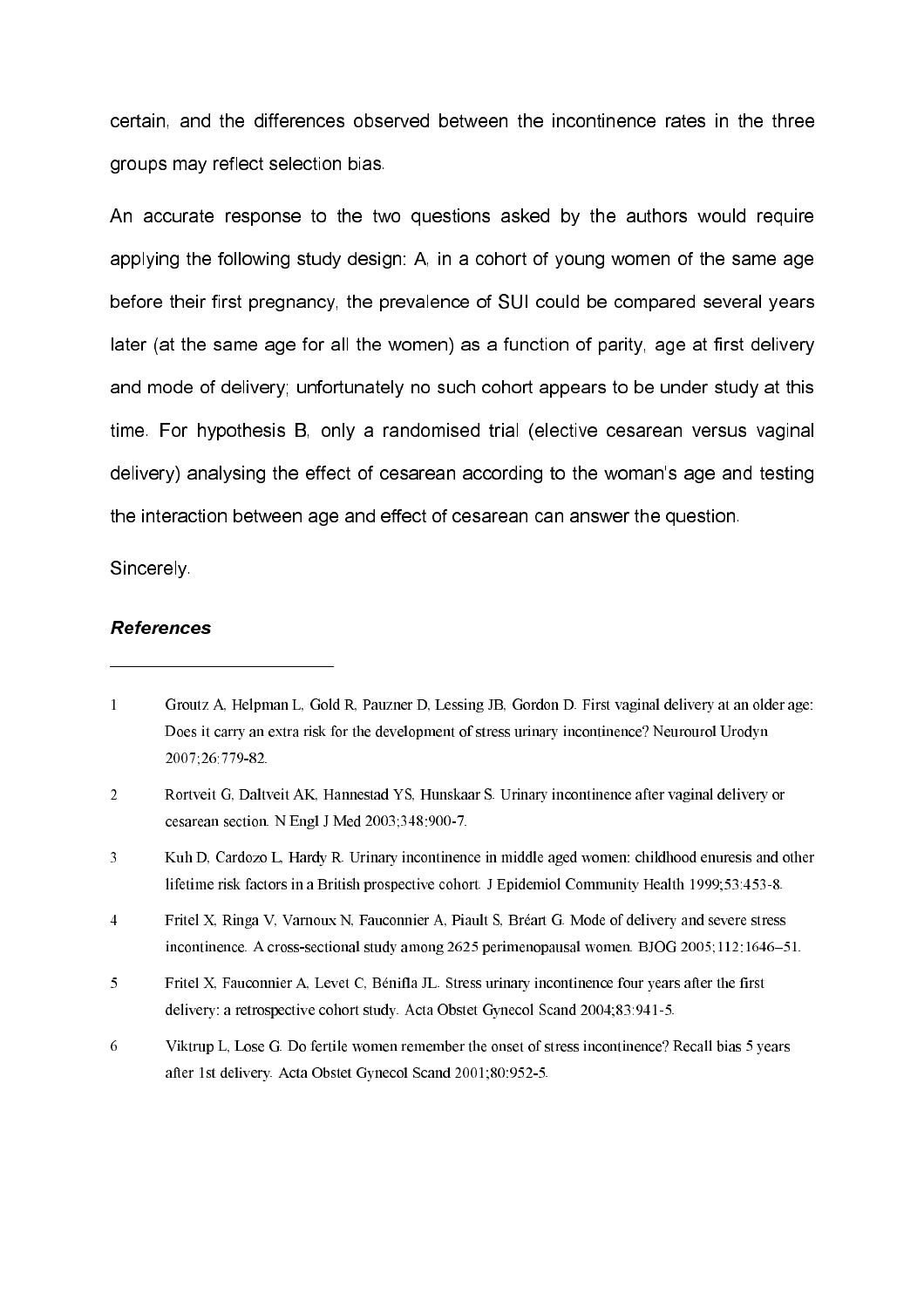certain, and the differences observed between the incontinence rates in the three groups may reflect selection bias.

An accurate response to the two questions asked by the authors would require applying the following study design: A, in a cohort of young women of the same age before their first pregnancy, the prevalence of SUI could be compared several years later (at the same age for all the women) as a function of parity, age at first delivery and mode of delivery; unfortunately no such cohort appears to be under study at this time. For hypothesis B, only a randomised trial (elective cesarean versus vaginal delivery) analysing the effect of cesarean according to the woman's age and testing the interaction between age and effect of cesarean can answer the question.

Sincerely.

***References***

1. Groutz A, Helpman L, Gold R, Pauzner D, Lessing JB, Gordon D. First vaginal delivery at an older age: Does it carry an extra risk for the development of stress urinary incontinence? Neurourol Urodyn 2007;26:779-82.

2. Rortveit G, Daltveit AK, Hannestad YS, Hunskaar S. Urinary incontinence after vaginal delivery or cesarean section. N Engl J Med 2003;348:900-7.

3. Kuh D, Cardozo L, Hardy R. Urinary incontinence in middle aged women: childhood enuresis and other lifetime risk factors in a British prospective cohort. J Epidemiol Community Health 1999;53:453-8.

4. Fritel X, Ringa V, Varnoux N, Fauconnier A, Piault S, Bréart G. Mode of delivery and severe stress incontinence. A cross-sectional study among 2625 perimenopausal women. BJOG 2005;112:1646–51.

5. Fritel X, Fauconnier A, Levet C, Bénifla JL. Stress urinary incontinence four years after the first delivery: a retrospective cohort study. Acta Obstet Gynecol Scand 2004;83:941-5.

6. Viktrup L, Lose G. Do fertile women remember the onset of stress incontinence? Recall bias 5 years after 1st delivery. Acta Obstet Gynecol Scand 2001;80:952-5.